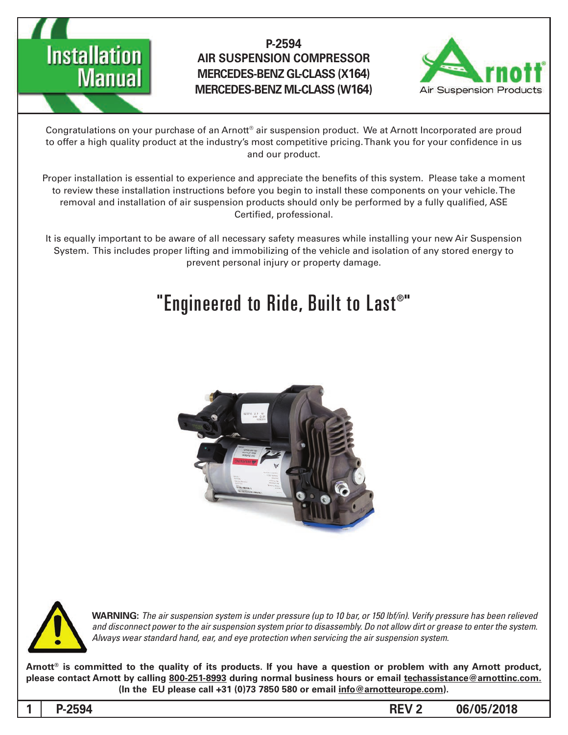# Installation Manual

## P-2594
## AIR SUSPENSION COMPRESSOR
## MERCEDES-BENZ GL-CLASS (X164)
## MERCEDES-BENZ ML-CLASS (W164)

Arnott® Air Suspension Products

Congratulations on your purchase of an Arnott® air suspension product. We at Arnott Incorporated are proud to offer a high quality product at the industry's most competitive pricing. Thank you for your confidence in us and our product.

Proper installation is essential to experience and appreciate the benefits of this system. Please take a moment to review these installation instructions before you begin to install these components on your vehicle. The removal and installation of air suspension products should only be performed by a fully qualified, ASE Certified, professional.

It is equally important to be aware of all necessary safety measures while installing your new Air Suspension System. This includes proper lifting and immobilizing of the vehicle and isolation of any stored energy to prevent personal injury or property damage.

## "Engineered to Ride, Built to Last®"

**WARNING:** *The air suspension system is under pressure (up to 10 bar, or 150 lbf/in). Verify pressure has been relieved and disconnect power to the air suspension system prior to disassembly. Do not allow dirt or grease to enter the system. Always wear standard hand, ear, and eye protection when servicing the air suspension system.*

**Arnott® is committed to the quality of its products. If you have a question or problem with any Arnott product, please contact Arnott by calling 800-251-8993 during normal business hours or email techassistance@arnottinc.com. (In the EU please call +31 (0)73 7850 580 or email info@arnotteurope.com).**

**P-2594 REV 2 06/05/2018**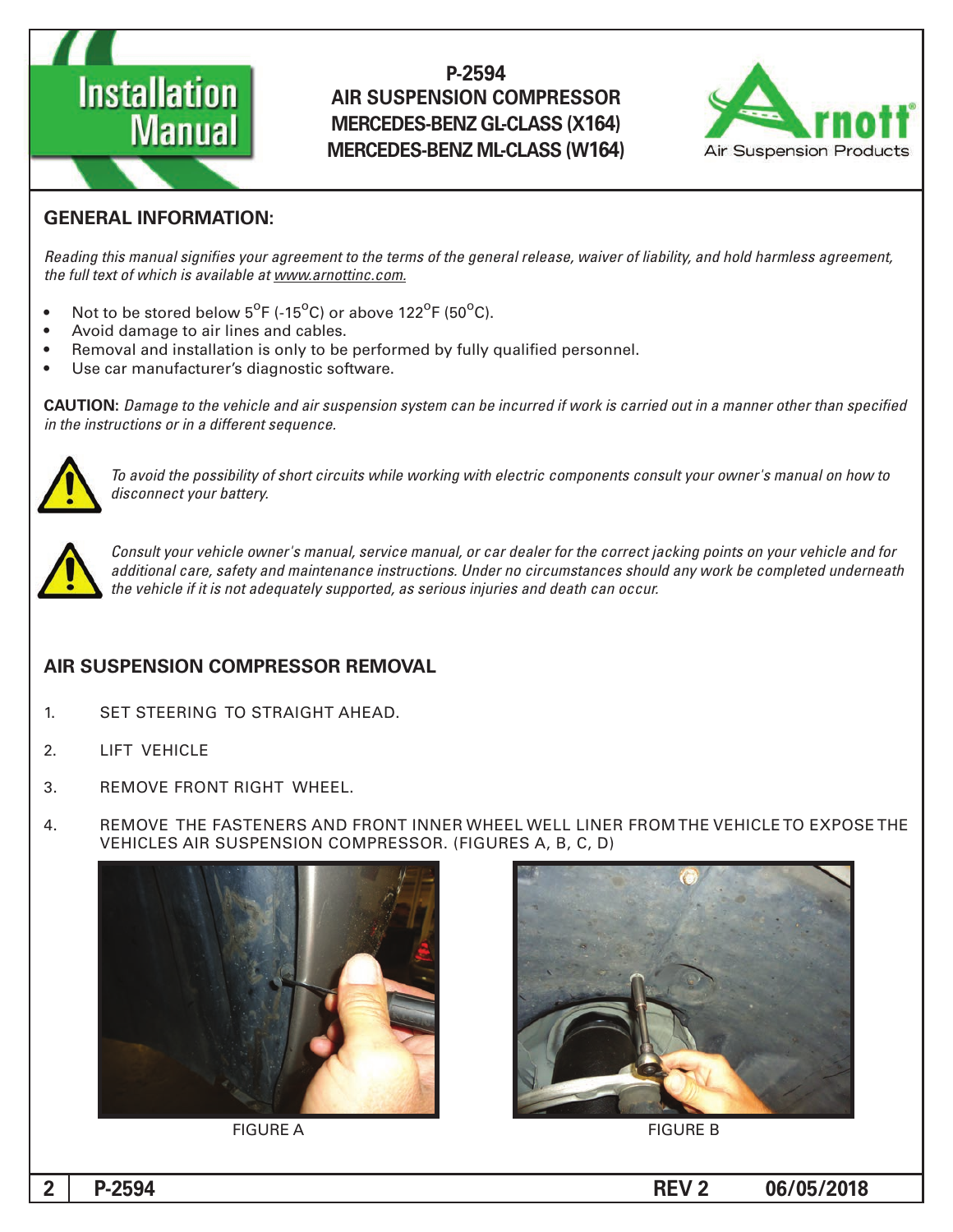# P-2594
# AIR SUSPENSION COMPRESSOR
# MERCEDES-BENZ GL-CLASS (X164)
# MERCEDES-BENZ ML-CLASS (W164)

## GENERAL INFORMATION:

*Reading this manual signifies your agreement to the terms of the general release, waiver of liability, and hold harmless agreement, the full text of which is available at www.arnottinc.com.*

- Not to be stored below 5°F (-15°C) or above 122°F (50°C).
- Avoid damage to air lines and cables.
- Removal and installation is only to be performed by fully qualified personnel.
- Use car manufacturer's diagnostic software.

**CAUTION:** *Damage to the vehicle and air suspension system can be incurred if work is carried out in a manner other than specified in the instructions or in a different sequence.*

*To avoid the possibility of short circuits while working with electric components consult your owner's manual on how to disconnect your battery.*

*Consult your vehicle owner's manual, service manual, or car dealer for the correct jacking points on your vehicle and for additional care, safety and maintenance instructions. Under no circumstances should any work be completed underneath the vehicle if it is not adequately supported, as serious injuries and death can occur.*

## AIR SUSPENSION COMPRESSOR REMOVAL

1. SET STEERING TO STRAIGHT AHEAD.
2. LIFT VEHICLE
3. REMOVE FRONT RIGHT WHEEL.
4. REMOVE THE FASTENERS AND FRONT INNER WHEEL WELL LINER FROM THE VEHICLE TO EXPOSE THE VEHICLES AIR SUSPENSION COMPRESSOR. (FIGURES A, B, C, D)

FIGURE A

FIGURE B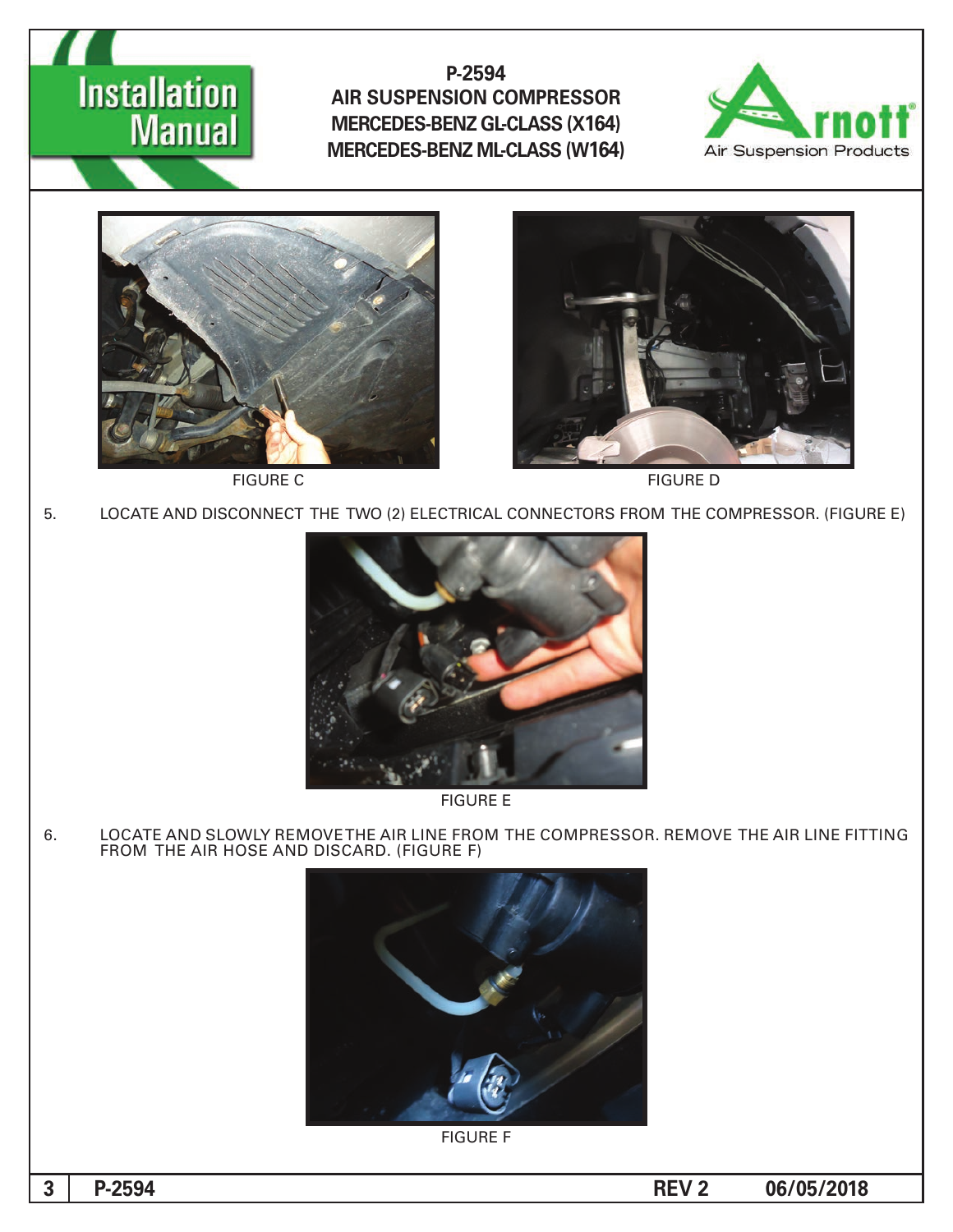FIGURE C

FIGURE D

5. LOCATE AND DISCONNECT THE TWO (2) ELECTRICAL CONNECTORS FROM THE COMPRESSOR. (FIGURE E)

FIGURE E

6. LOCATE AND SLOWLY REMOVE THE AIR LINE FROM THE COMPRESSOR. REMOVE THE AIR LINE FITTING FROM THE AIR HOSE AND DISCARD. (FIGURE F)

FIGURE F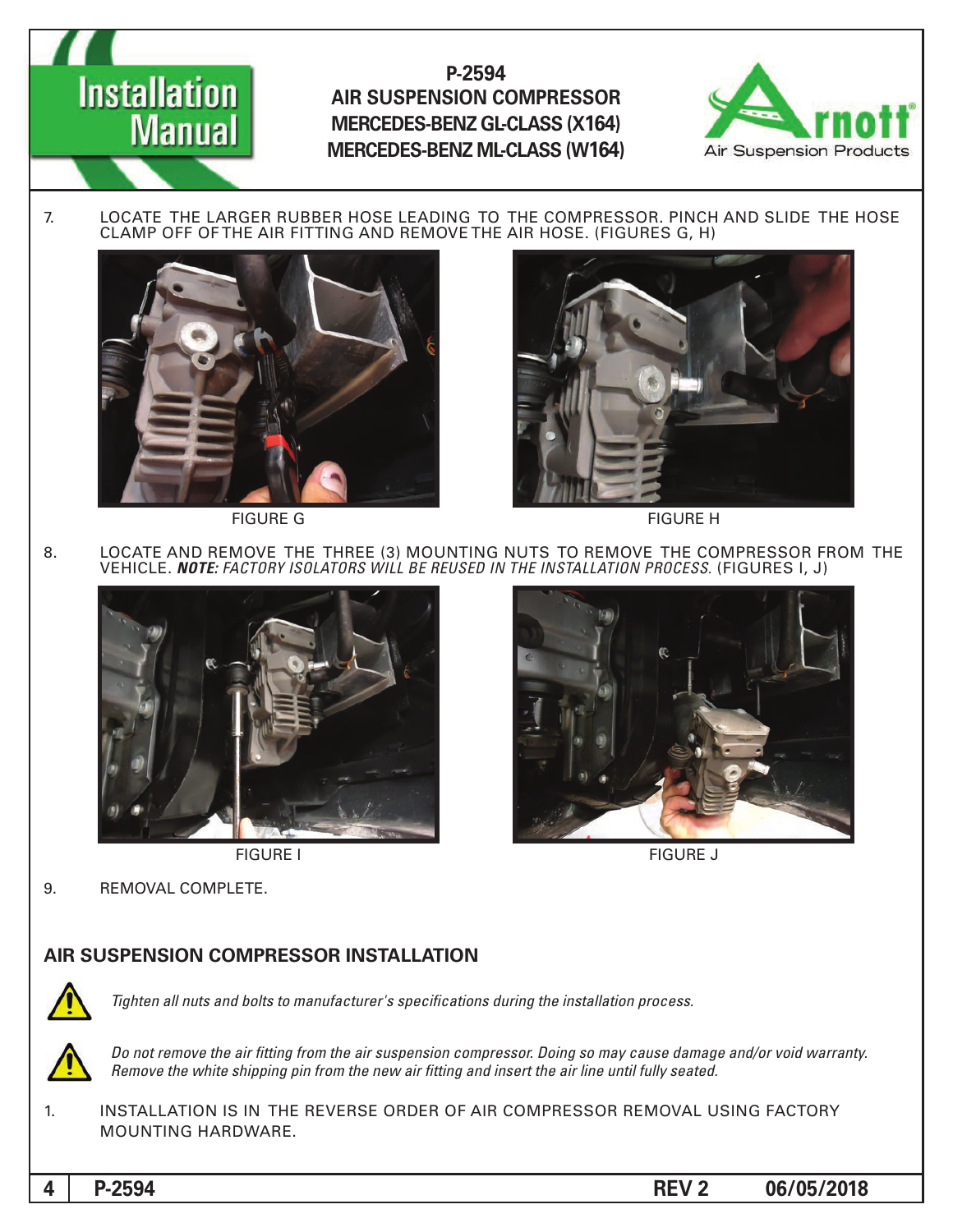7. LOCATE THE LARGER RUBBER HOSE LEADING TO THE COMPRESSOR. PINCH AND SLIDE THE HOSE CLAMP OFF OF THE AIR FITTING AND REMOVE THE AIR HOSE. (FIGURES G, H)

FIGURE G

FIGURE H

8. LOCATE AND REMOVE THE THREE (3) MOUNTING NUTS TO REMOVE THE COMPRESSOR FROM THE VEHICLE. ***NOTE:*** *FACTORY ISOLATORS WILL BE REUSED IN THE INSTALLATION PROCESS.* (FIGURES I, J)

FIGURE I

FIGURE J

9. REMOVAL COMPLETE.

## AIR SUSPENSION COMPRESSOR INSTALLATION

*Tighten all nuts and bolts to manufacturer's specifications during the installation process.*

*Do not remove the air fitting from the air suspension compressor. Doing so may cause damage and/or void warranty. Remove the white shipping pin from the new air fitting and insert the air line until fully seated.*

1. INSTALLATION IS IN THE REVERSE ORDER OF AIR COMPRESSOR REMOVAL USING FACTORY MOUNTING HARDWARE.